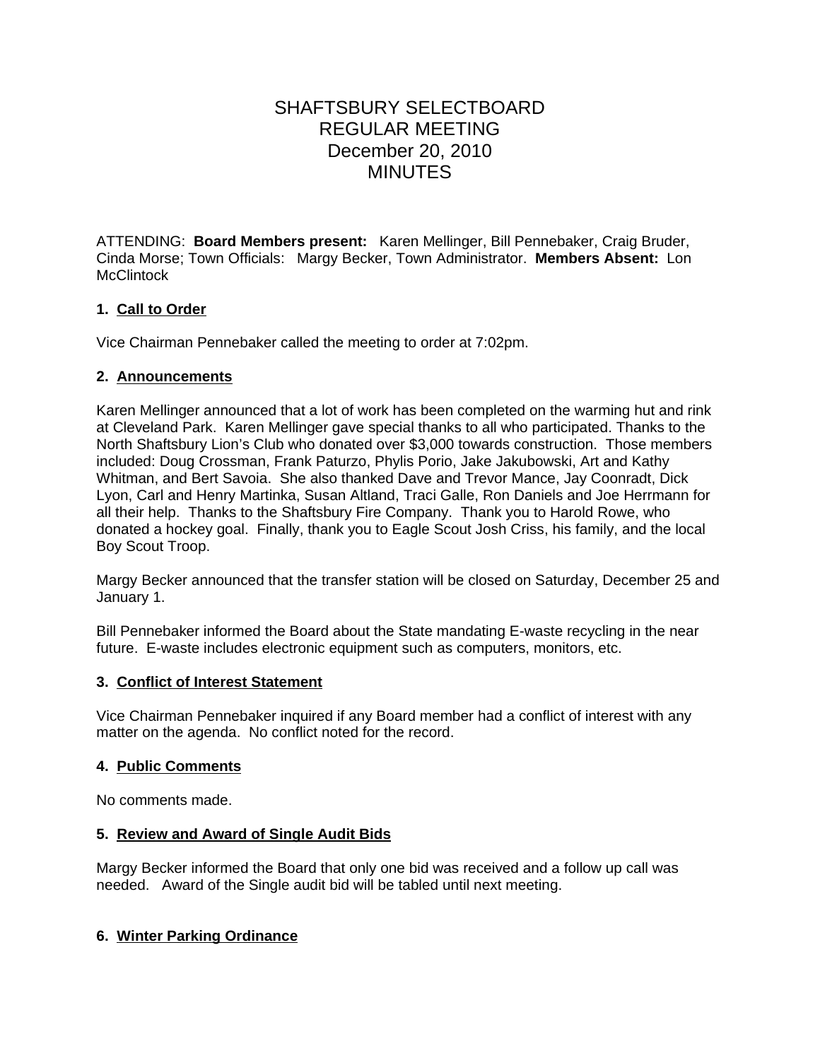# SHAFTSBURY SELECTBOARD
# REGULAR MEETING
# December 20, 2010
# MINUTES

ATTENDING: **Board Members present:** Karen Mellinger, Bill Pennebaker, Craig Bruder, Cinda Morse; Town Officials: Margy Becker, Town Administrator. **Members Absent:** Lon McClintock

### 1. Call to Order

Vice Chairman Pennebaker called the meeting to order at 7:02pm.

### 2. Announcements

Karen Mellinger announced that a lot of work has been completed on the warming hut and rink at Cleveland Park. Karen Mellinger gave special thanks to all who participated. Thanks to the North Shaftsbury Lion's Club who donated over $3,000 towards construction. Those members included: Doug Crossman, Frank Paturzo, Phylis Porio, Jake Jakubowski, Art and Kathy Whitman, and Bert Savoia. She also thanked Dave and Trevor Mance, Jay Coonradt, Dick Lyon, Carl and Henry Martinka, Susan Altland, Traci Galle, Ron Daniels and Joe Herrmann for all their help. Thanks to the Shaftsbury Fire Company. Thank you to Harold Rowe, who donated a hockey goal. Finally, thank you to Eagle Scout Josh Criss, his family, and the local Boy Scout Troop.

Margy Becker announced that the transfer station will be closed on Saturday, December 25 and January 1.

Bill Pennebaker informed the Board about the State mandating E-waste recycling in the near future. E-waste includes electronic equipment such as computers, monitors, etc.

### 3. Conflict of Interest Statement

Vice Chairman Pennebaker inquired if any Board member had a conflict of interest with any matter on the agenda. No conflict noted for the record.

### 4. Public Comments

No comments made.

### 5. Review and Award of Single Audit Bids

Margy Becker informed the Board that only one bid was received and a follow up call was needed. Award of the Single audit bid will be tabled until next meeting.

### 6. Winter Parking Ordinance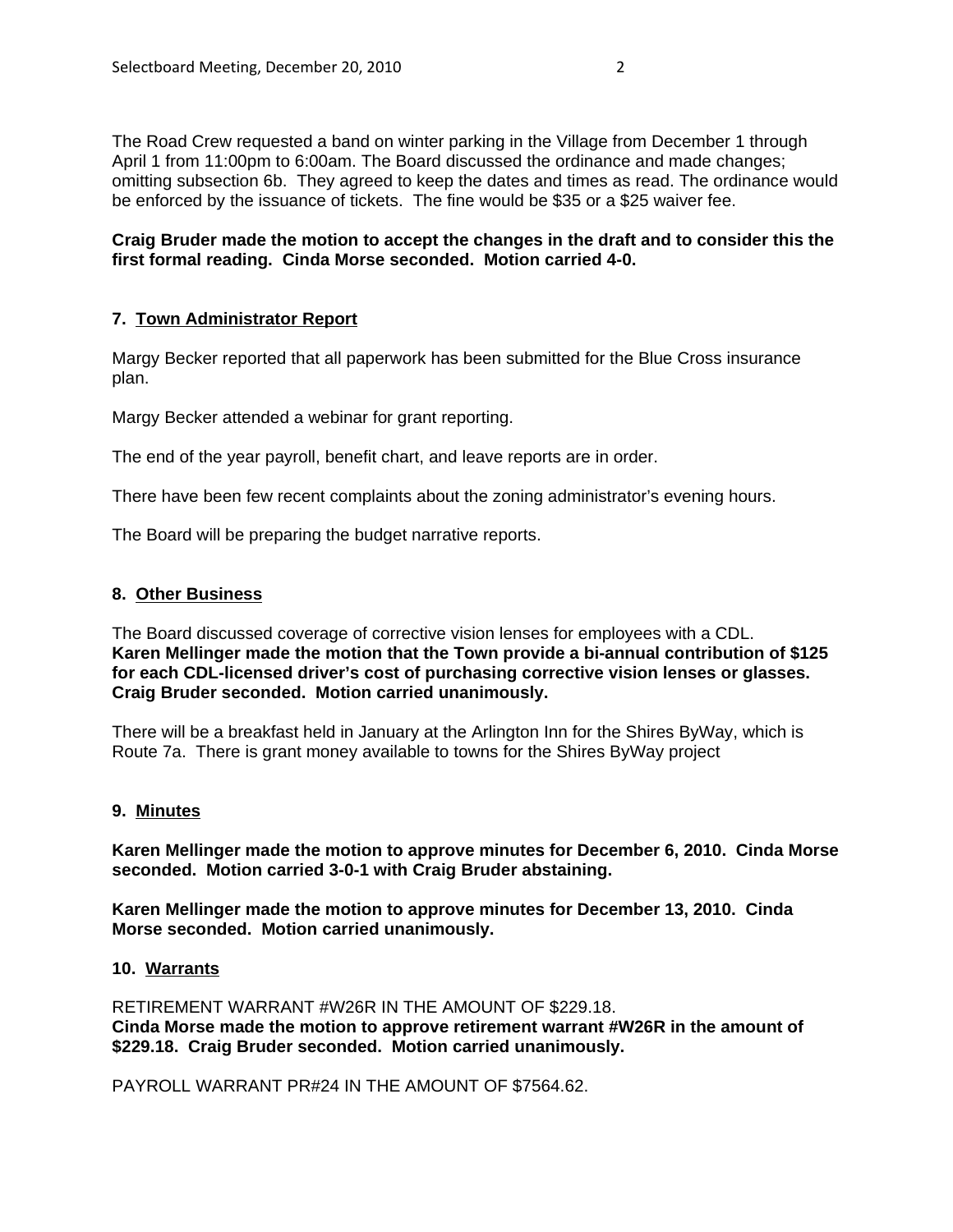The Road Crew requested a band on winter parking in the Village from December 1 through April 1 from 11:00pm to 6:00am. The Board discussed the ordinance and made changes; omitting subsection 6b. They agreed to keep the dates and times as read. The ordinance would be enforced by the issuance of tickets. The fine would be $35 or a $25 waiver fee.

**Craig Bruder made the motion to accept the changes in the draft and to consider this the first formal reading. Cinda Morse seconded. Motion carried 4-0.**

**7. Town Administrator Report**

Margy Becker reported that all paperwork has been submitted for the Blue Cross insurance plan.

Margy Becker attended a webinar for grant reporting.

The end of the year payroll, benefit chart, and leave reports are in order.

There have been few recent complaints about the zoning administrator's evening hours.

The Board will be preparing the budget narrative reports.

**8. Other Business**

The Board discussed coverage of corrective vision lenses for employees with a CDL.
**Karen Mellinger made the motion that the Town provide a bi-annual contribution of $125 for each CDL-licensed driver's cost of purchasing corrective vision lenses or glasses. Craig Bruder seconded. Motion carried unanimously.**

There will be a breakfast held in January at the Arlington Inn for the Shires ByWay, which is Route 7a. There is grant money available to towns for the Shires ByWay project

**9. Minutes**

**Karen Mellinger made the motion to approve minutes for December 6, 2010. Cinda Morse seconded. Motion carried 3-0-1 with Craig Bruder abstaining.**

**Karen Mellinger made the motion to approve minutes for December 13, 2010. Cinda Morse seconded. Motion carried unanimously.**

**10. Warrants**

RETIREMENT WARRANT #W26R IN THE AMOUNT OF $229.18.
**Cinda Morse made the motion to approve retirement warrant #W26R in the amount of $229.18. Craig Bruder seconded. Motion carried unanimously.**

PAYROLL WARRANT PR#24 IN THE AMOUNT OF $7564.62.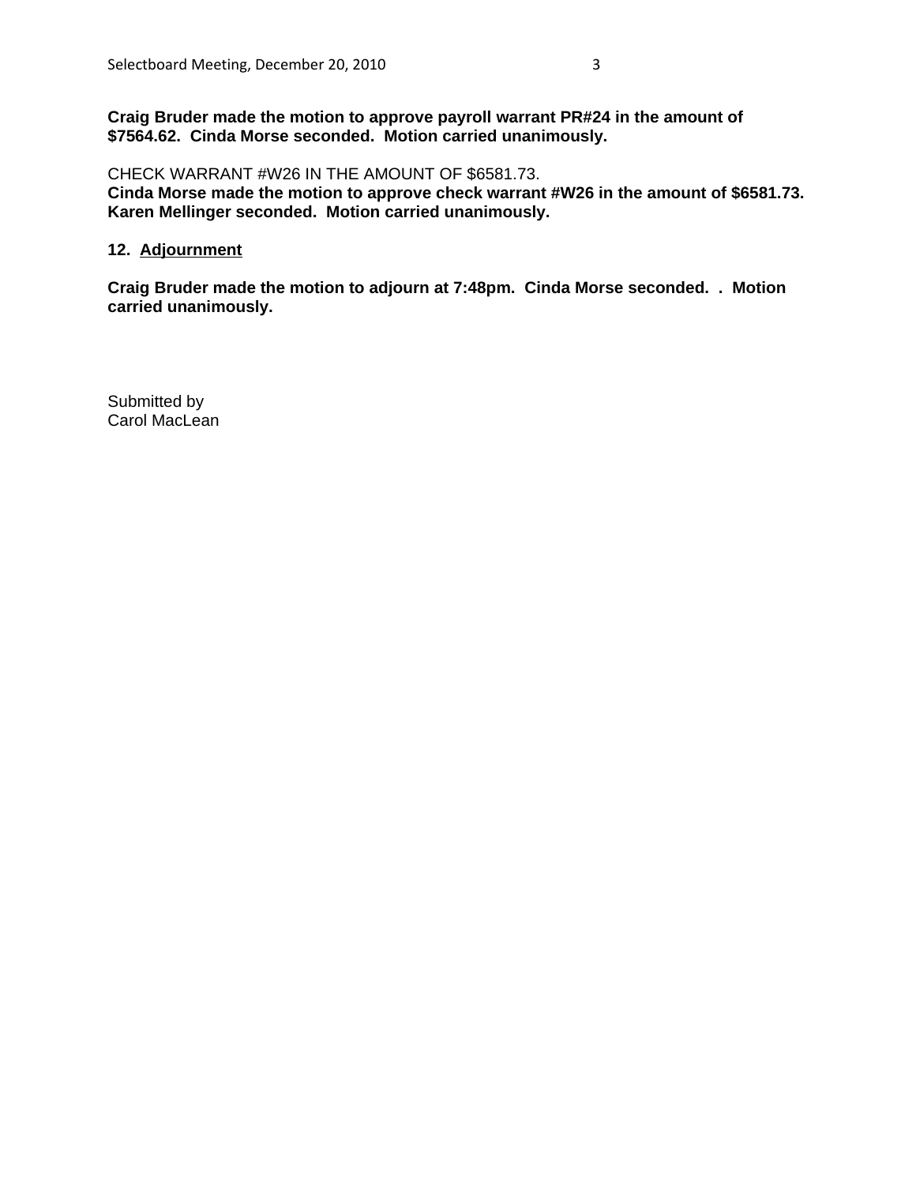**Craig Bruder made the motion to approve payroll warrant PR#24 in the amount of $7564.62. Cinda Morse seconded. Motion carried unanimously.**

CHECK WARRANT #W26 IN THE AMOUNT OF $6581.73.
**Cinda Morse made the motion to approve check warrant #W26 in the amount of $6581.73. Karen Mellinger seconded. Motion carried unanimously.**

**12. <u>Adjournment</u>**

**Craig Bruder made the motion to adjourn at 7:48pm. Cinda Morse seconded. . Motion carried unanimously.**

Submitted by
Carol MacLean